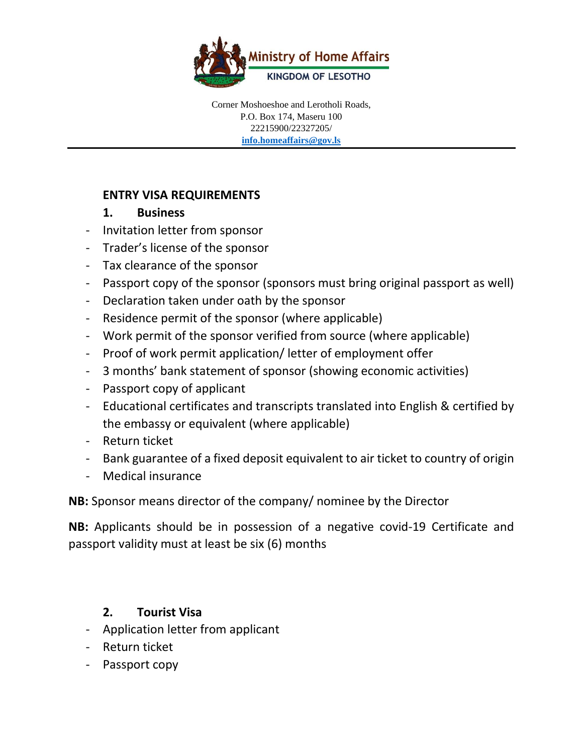Ministry of Home Affairs

KINGDOM OF LESOTHO

Corner Moshoeshoe and Lerotholi Roads,
P.O. Box 174, Maseru 100
22215900/22327205/
info.homeaffairs@gov.ls

---

## ENTRY VISA REQUIREMENTS

### 1. Business

- Invitation letter from sponsor
- Trader's license of the sponsor
- Tax clearance of the sponsor
- Passport copy of the sponsor (sponsors must bring original passport as well)
- Declaration taken under oath by the sponsor
- Residence permit of the sponsor (where applicable)
- Work permit of the sponsor verified from source (where applicable)
- Proof of work permit application/ letter of employment offer
- 3 months' bank statement of sponsor (showing economic activities)
- Passport copy of applicant
- Educational certificates and transcripts translated into English & certified by the embassy or equivalent (where applicable)
- Return ticket
- Bank guarantee of a fixed deposit equivalent to air ticket to country of origin
- Medical insurance

**NB:** Sponsor means director of the company/ nominee by the Director

**NB:** Applicants should be in possession of a negative covid-19 Certificate and passport validity must at least be six (6) months

### 2. Tourist Visa

- Application letter from applicant
- Return ticket
- Passport copy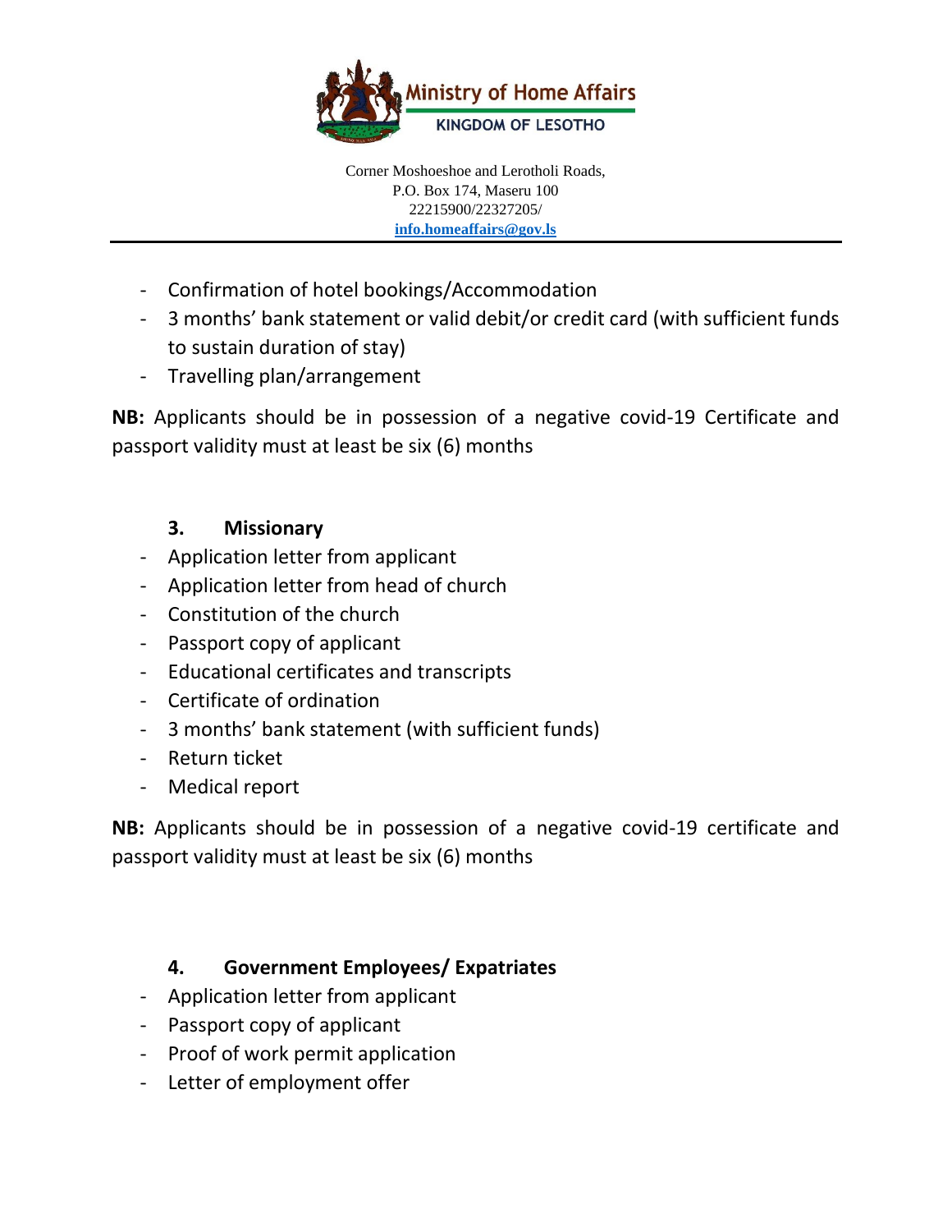- Confirmation of hotel bookings/Accommodation
- 3 months' bank statement or valid debit/or credit card (with sufficient funds to sustain duration of stay)
- Travelling plan/arrangement

**NB:** Applicants should be in possession of a negative covid-19 Certificate and passport validity must at least be six (6) months

### 3. Missionary

- Application letter from applicant
- Application letter from head of church
- Constitution of the church
- Passport copy of applicant
- Educational certificates and transcripts
- Certificate of ordination
- 3 months' bank statement (with sufficient funds)
- Return ticket
- Medical report

**NB:** Applicants should be in possession of a negative covid-19 certificate and passport validity must at least be six (6) months

### 4. Government Employees/ Expatriates

- Application letter from applicant
- Passport copy of applicant
- Proof of work permit application
- Letter of employment offer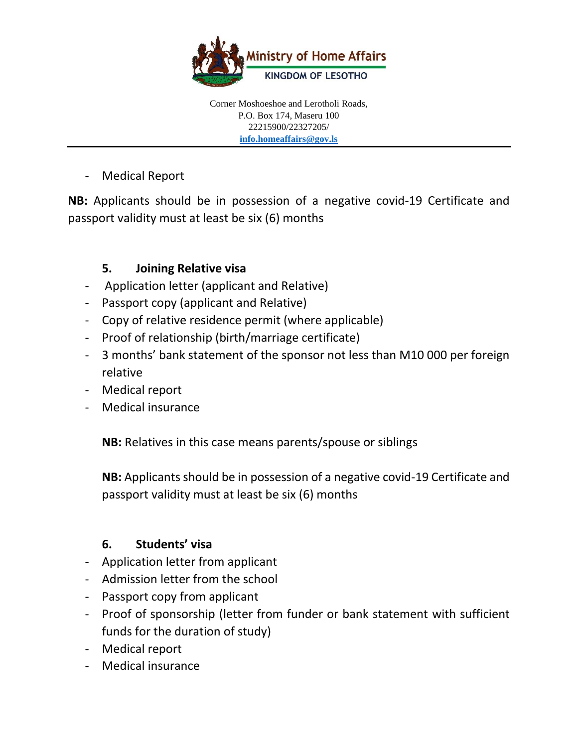- Medical Report

**NB:** Applicants should be in possession of a negative covid-19 Certificate and passport validity must at least be six (6) months

### 5. Joining Relative visa

- Application letter (applicant and Relative)
- Passport copy (applicant and Relative)
- Copy of relative residence permit (where applicable)
- Proof of relationship (birth/marriage certificate)
- 3 months' bank statement of the sponsor not less than M10 000 per foreign relative
- Medical report
- Medical insurance

**NB:** Relatives in this case means parents/spouse or siblings

**NB:** Applicants should be in possession of a negative covid-19 Certificate and passport validity must at least be six (6) months

### 6. Students' visa

- Application letter from applicant
- Admission letter from the school
- Passport copy from applicant
- Proof of sponsorship (letter from funder or bank statement with sufficient funds for the duration of study)
- Medical report
- Medical insurance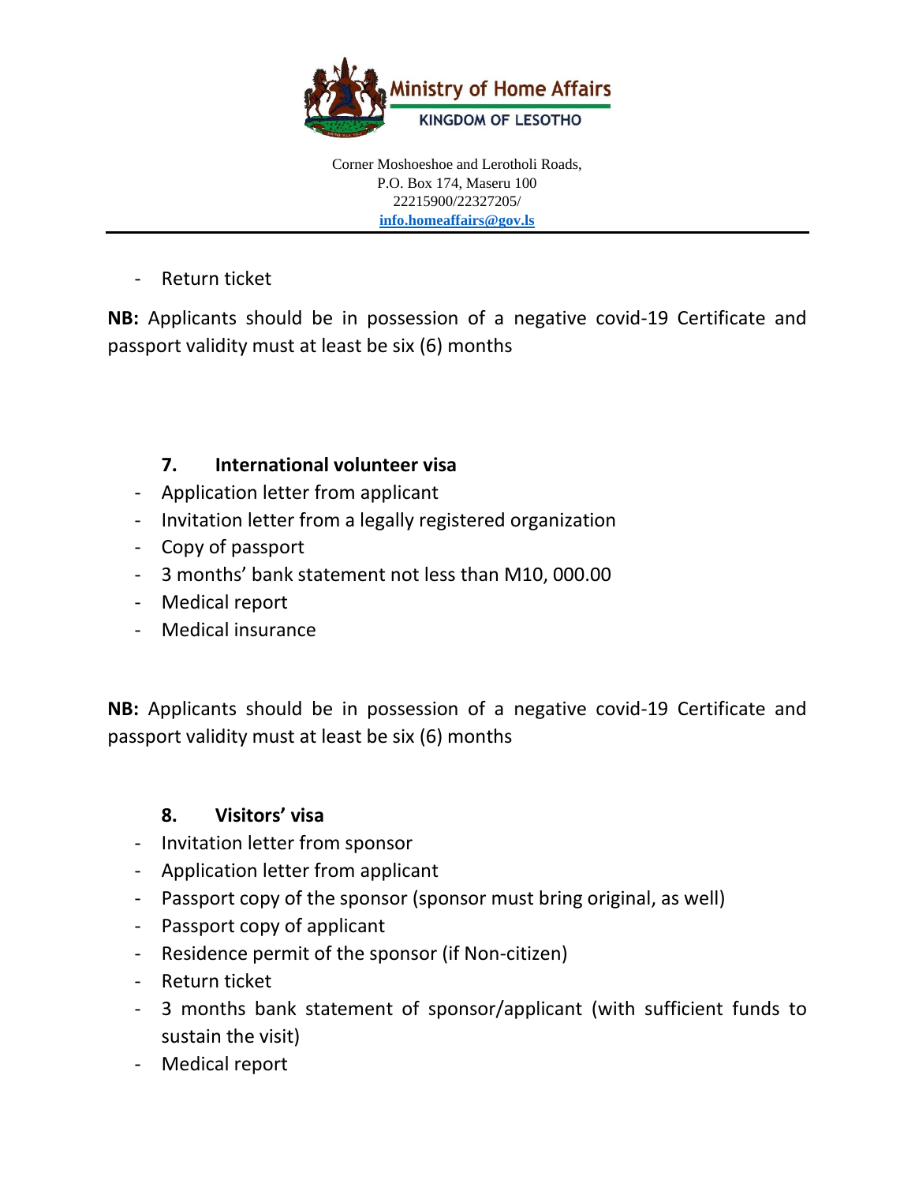- Return ticket

**NB:** Applicants should be in possession of a negative covid-19 Certificate and passport validity must at least be six (6) months

### 7. International volunteer visa

- Application letter from applicant
- Invitation letter from a legally registered organization
- Copy of passport
- 3 months' bank statement not less than M10, 000.00
- Medical report
- Medical insurance

**NB:** Applicants should be in possession of a negative covid-19 Certificate and passport validity must at least be six (6) months

### 8. Visitors' visa

- Invitation letter from sponsor
- Application letter from applicant
- Passport copy of the sponsor (sponsor must bring original, as well)
- Passport copy of applicant
- Residence permit of the sponsor (if Non-citizen)
- Return ticket
- 3 months bank statement of sponsor/applicant (with sufficient funds to sustain the visit)
- Medical report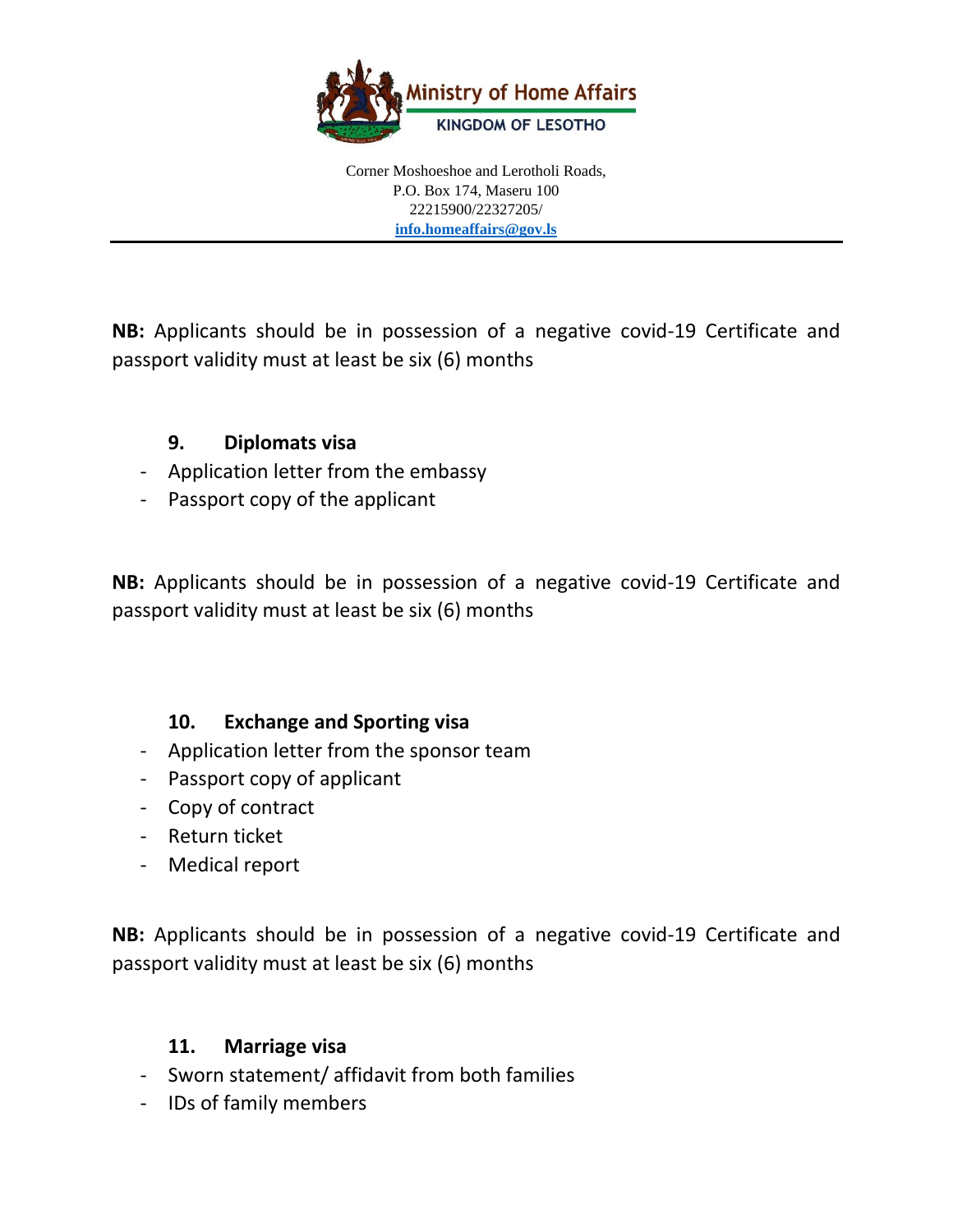Ministry of Home Affairs
KINGDOM OF LESOTHO

Corner Moshoeshoe and Lerotholi Roads,
P.O. Box 174, Maseru 100
22215900/22327205/
**info.homeaffairs@gov.ls**

---

**NB:** Applicants should be in possession of a negative covid-19 Certificate and passport validity must at least be six (6) months

### 9. Diplomats visa

- Application letter from the embassy
- Passport copy of the applicant

**NB:** Applicants should be in possession of a negative covid-19 Certificate and passport validity must at least be six (6) months

### 10. Exchange and Sporting visa

- Application letter from the sponsor team
- Passport copy of applicant
- Copy of contract
- Return ticket
- Medical report

**NB:** Applicants should be in possession of a negative covid-19 Certificate and passport validity must at least be six (6) months

### 11. Marriage visa

- Sworn statement/ affidavit from both families
- IDs of family members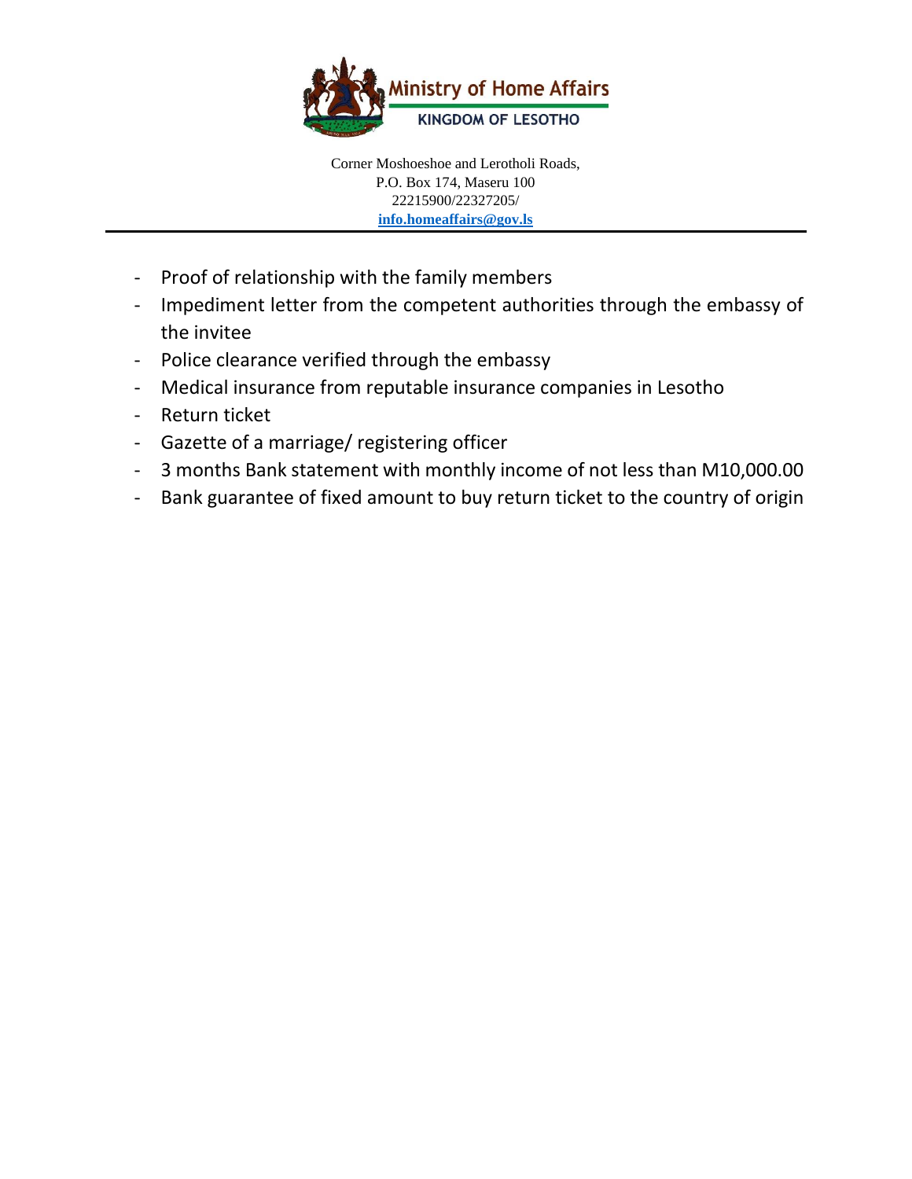Ministry of Home Affairs

KINGDOM OF LESOTHO

Corner Moshoeshoe and Lerotholi Roads,
P.O. Box 174, Maseru 100
22215900/22327205/
info.homeaffairs@gov.ls

---

- Proof of relationship with the family members
- Impediment letter from the competent authorities through the embassy of the invitee
- Police clearance verified through the embassy
- Medical insurance from reputable insurance companies in Lesotho
- Return ticket
- Gazette of a marriage/ registering officer
- 3 months Bank statement with monthly income of not less than M10,000.00
- Bank guarantee of fixed amount to buy return ticket to the country of origin